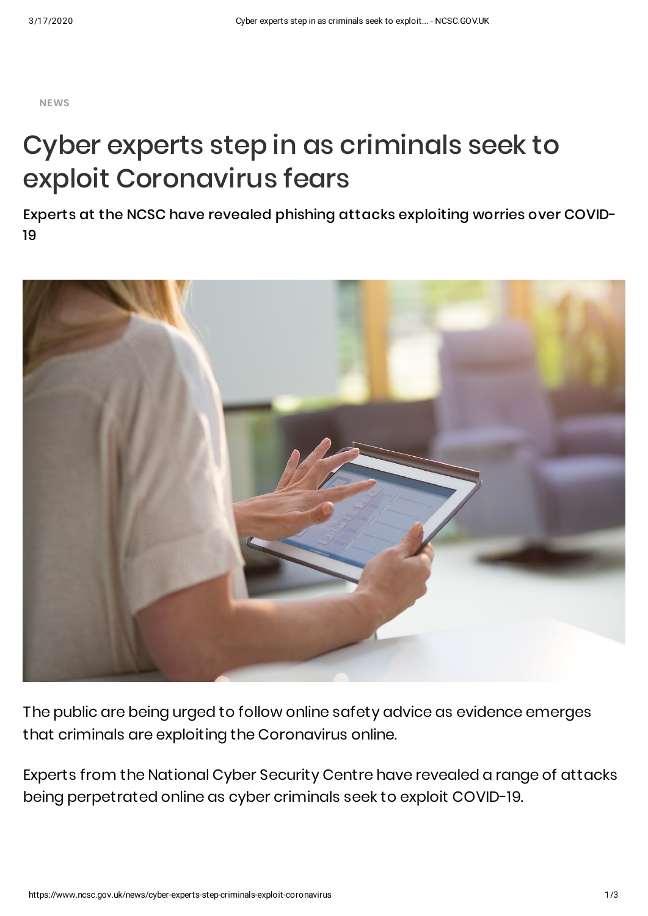NEWS

# Cyber experts step in as criminals seek to exploit Coronavirus fears

## Experts at the NCSC have revealed phishing attacks exploiting worries over COVID-19

The public are being urged to follow online safety advice as evidence emerges that criminals are exploiting the Coronavirus online.

Experts from the National Cyber Security Centre have revealed a range of attacks being perpetrated online as cyber criminals seek to exploit COVID-19.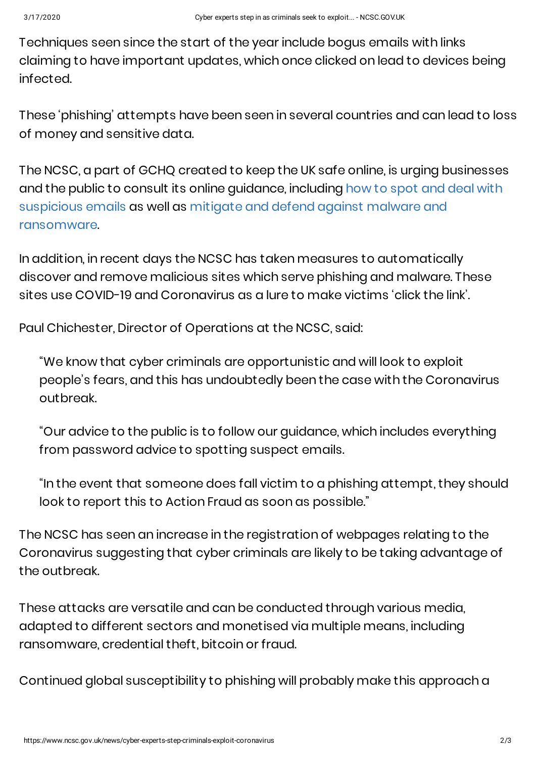Techniques seen since the start of the year include bogus emails with links claiming to have important updates, which once clicked on lead to devices being infected.

These 'phishing' attempts have been seen in several countries and can lead to loss of money and sensitive data.

The NCSC, a part of GCHQ created to keep the UK safe online, is urging businesses and the public to consult its online guidance, including how to spot and deal with suspicious emails as well as mitigate and defend against malware and ransomware.

In addition, in recent days the NCSC has taken measures to automatically discover and remove malicious sites which serve phishing and malware. These sites use COVID-19 and Coronavirus as a lure to make victims 'click the link'.

Paul Chichester, Director of Operations at the NCSC, said:

> "We know that cyber criminals are opportunistic and will look to exploit people's fears, and this has undoubtedly been the case with the Coronavirus outbreak.
>
> "Our advice to the public is to follow our guidance, which includes everything from password advice to spotting suspect emails.
>
> "In the event that someone does fall victim to a phishing attempt, they should look to report this to Action Fraud as soon as possible."

The NCSC has seen an increase in the registration of webpages relating to the Coronavirus suggesting that cyber criminals are likely to be taking advantage of the outbreak.

These attacks are versatile and can be conducted through various media, adapted to different sectors and monetised via multiple means, including ransomware, credential theft, bitcoin or fraud.

Continued global susceptibility to phishing will probably make this approach a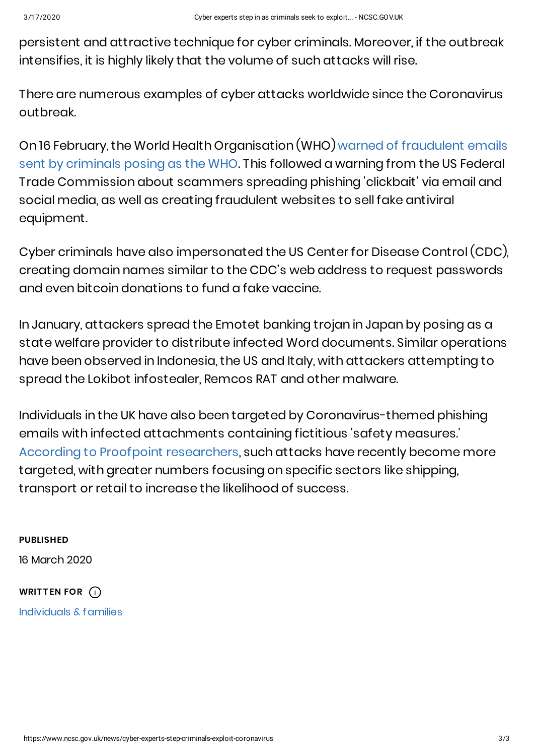persistent and attractive technique for cyber criminals. Moreover, if the outbreak intensifies, it is highly likely that the volume of such attacks will rise.

There are numerous examples of cyber attacks worldwide since the Coronavirus outbreak.

On 16 February, the World Health Organisation (WHO) warned of fraudulent emails sent by criminals posing as the WHO. This followed a warning from the US Federal Trade Commission about scammers spreading phishing 'clickbait' via email and social media, as well as creating fraudulent websites to sell fake antiviral equipment.

Cyber criminals have also impersonated the US Center for Disease Control (CDC), creating domain names similar to the CDC's web address to request passwords and even bitcoin donations to fund a fake vaccine.

In January, attackers spread the Emotet banking trojan in Japan by posing as a state welfare provider to distribute infected Word documents. Similar operations have been observed in Indonesia, the US and Italy, with attackers attempting to spread the Lokibot infostealer, Remcos RAT and other malware.

Individuals in the UK have also been targeted by Coronavirus-themed phishing emails with infected attachments containing fictitious 'safety measures.' According to Proofpoint researchers, such attacks have recently become more targeted, with greater numbers focusing on specific sectors like shipping, transport or retail to increase the likelihood of success.

**PUBLISHED**

16 March 2020

**WRITTEN FOR**

Individuals & families